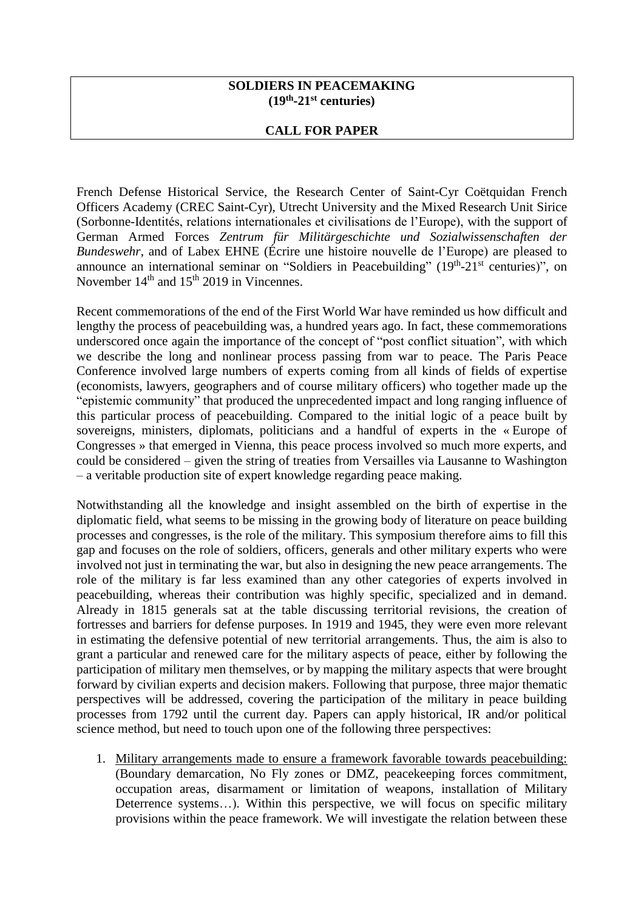**SOLDIERS IN PEACEMAKING**
**(19th-21st centuries)**

**CALL FOR PAPER**

French Defense Historical Service, the Research Center of Saint-Cyr Coëtquidan French Officers Academy (CREC Saint-Cyr), Utrecht University and the Mixed Research Unit Sirice (Sorbonne-Identités, relations internationales et civilisations de l'Europe), with the support of German Armed Forces *Zentrum für Militärgeschichte und Sozialwissenschaften der Bundeswehr*, and of Labex EHNE (Écrire une histoire nouvelle de l'Europe) are pleased to announce an international seminar on "Soldiers in Peacebuilding" (19th-21st centuries)", on November 14th and 15th 2019 in Vincennes.

Recent commemorations of the end of the First World War have reminded us how difficult and lengthy the process of peacebuilding was, a hundred years ago. In fact, these commemorations underscored once again the importance of the concept of "post conflict situation", with which we describe the long and nonlinear process passing from war to peace. The Paris Peace Conference involved large numbers of experts coming from all kinds of fields of expertise (economists, lawyers, geographers and of course military officers) who together made up the "epistemic community" that produced the unprecedented impact and long ranging influence of this particular process of peacebuilding. Compared to the initial logic of a peace built by sovereigns, ministers, diplomats, politicians and a handful of experts in the « Europe of Congresses » that emerged in Vienna, this peace process involved so much more experts, and could be considered – given the string of treaties from Versailles via Lausanne to Washington – a veritable production site of expert knowledge regarding peace making.

Notwithstanding all the knowledge and insight assembled on the birth of expertise in the diplomatic field, what seems to be missing in the growing body of literature on peace building processes and congresses, is the role of the military. This symposium therefore aims to fill this gap and focuses on the role of soldiers, officers, generals and other military experts who were involved not just in terminating the war, but also in designing the new peace arrangements. The role of the military is far less examined than any other categories of experts involved in peacebuilding, whereas their contribution was highly specific, specialized and in demand. Already in 1815 generals sat at the table discussing territorial revisions, the creation of fortresses and barriers for defense purposes. In 1919 and 1945, they were even more relevant in estimating the defensive potential of new territorial arrangements. Thus, the aim is also to grant a particular and renewed care for the military aspects of peace, either by following the participation of military men themselves, or by mapping the military aspects that were brought forward by civilian experts and decision makers. Following that purpose, three major thematic perspectives will be addressed, covering the participation of the military in peace building processes from 1792 until the current day. Papers can apply historical, IR and/or political science method, but need to touch upon one of the following three perspectives:

1. Military arrangements made to ensure a framework favorable towards peacebuilding: (Boundary demarcation, No Fly zones or DMZ, peacekeeping forces commitment, occupation areas, disarmament or limitation of weapons, installation of Military Deterrence systems…). Within this perspective, we will focus on specific military provisions within the peace framework. We will investigate the relation between these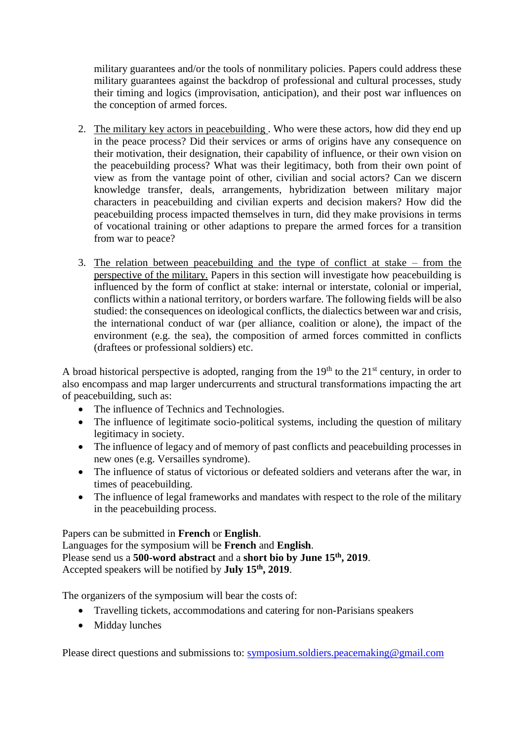military guarantees and/or the tools of nonmilitary policies. Papers could address these military guarantees against the backdrop of professional and cultural processes, study their timing and logics (improvisation, anticipation), and their post war influences on the conception of armed forces.

2. The military key actors in peacebuilding . Who were these actors, how did they end up in the peace process? Did their services or arms of origins have any consequence on their motivation, their designation, their capability of influence, or their own vision on the peacebuilding process? What was their legitimacy, both from their own point of view as from the vantage point of other, civilian and social actors? Can we discern knowledge transfer, deals, arrangements, hybridization between military major characters in peacebuilding and civilian experts and decision makers? How did the peacebuilding process impacted themselves in turn, did they make provisions in terms of vocational training or other adaptions to prepare the armed forces for a transition from war to peace?

3. The relation between peacebuilding and the type of conflict at stake – from the perspective of the military. Papers in this section will investigate how peacebuilding is influenced by the form of conflict at stake: internal or interstate, colonial or imperial, conflicts within a national territory, or borders warfare. The following fields will be also studied: the consequences on ideological conflicts, the dialectics between war and crisis, the international conduct of war (per alliance, coalition or alone), the impact of the environment (e.g. the sea), the composition of armed forces committed in conflicts (draftees or professional soldiers) etc.

A broad historical perspective is adopted, ranging from the 19th to the 21st century, in order to also encompass and map larger undercurrents and structural transformations impacting the art of peacebuilding, such as:

- The influence of Technics and Technologies.
- The influence of legitimate socio-political systems, including the question of military legitimacy in society.
- The influence of legacy and of memory of past conflicts and peacebuilding processes in new ones (e.g. Versailles syndrome).
- The influence of status of victorious or defeated soldiers and veterans after the war, in times of peacebuilding.
- The influence of legal frameworks and mandates with respect to the role of the military in the peacebuilding process.

Papers can be submitted in **French** or **English**.
Languages for the symposium will be **French** and **English**.
Please send us a **500-word abstract** and a **short bio by June 15th, 2019**.
Accepted speakers will be notified by **July 15th, 2019**.

The organizers of the symposium will bear the costs of:

- Travelling tickets, accommodations and catering for non-Parisians speakers
- Midday lunches

Please direct questions and submissions to: symposium.soldiers.peacemaking@gmail.com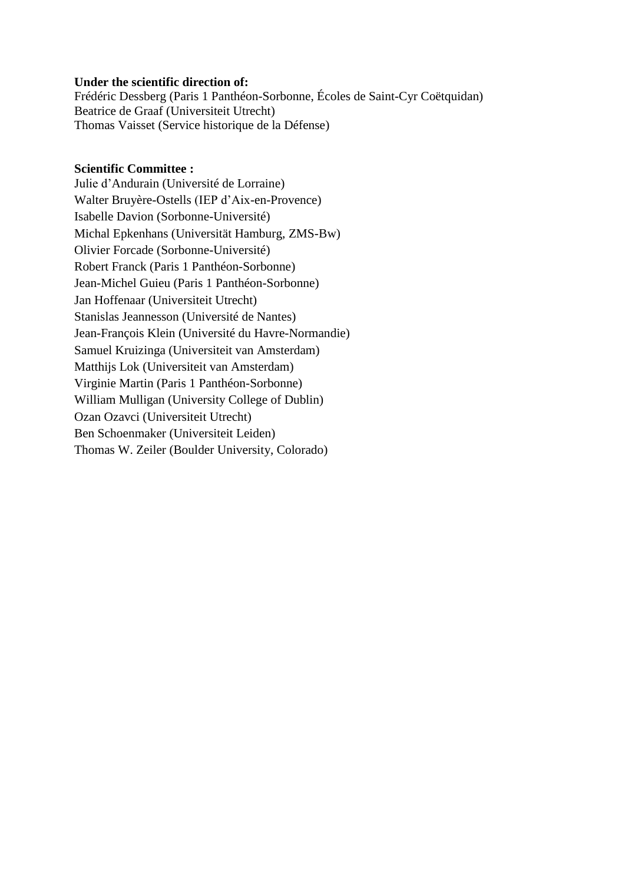**Under the scientific direction of:**
Frédéric Dessberg (Paris 1 Panthéon-Sorbonne, Écoles de Saint-Cyr Coëtquidan)
Beatrice de Graaf (Universiteit Utrecht)
Thomas Vaisset (Service historique de la Défense)

**Scientific Committee :**
Julie d'Andurain (Université de Lorraine)
Walter Bruyère-Ostells (IEP d'Aix-en-Provence)
Isabelle Davion (Sorbonne-Université)
Michal Epkenhans (Universität Hamburg, ZMS-Bw)
Olivier Forcade (Sorbonne-Université)
Robert Franck (Paris 1 Panthéon-Sorbonne)
Jean-Michel Guieu (Paris 1 Panthéon-Sorbonne)
Jan Hoffenaar (Universiteit Utrecht)
Stanislas Jeannesson (Université de Nantes)
Jean-François Klein (Université du Havre-Normandie)
Samuel Kruizinga (Universiteit van Amsterdam)
Matthijs Lok (Universiteit van Amsterdam)
Virginie Martin (Paris 1 Panthéon-Sorbonne)
William Mulligan (University College of Dublin)
Ozan Ozavci (Universiteit Utrecht)
Ben Schoenmaker (Universiteit Leiden)
Thomas W. Zeiler (Boulder University, Colorado)